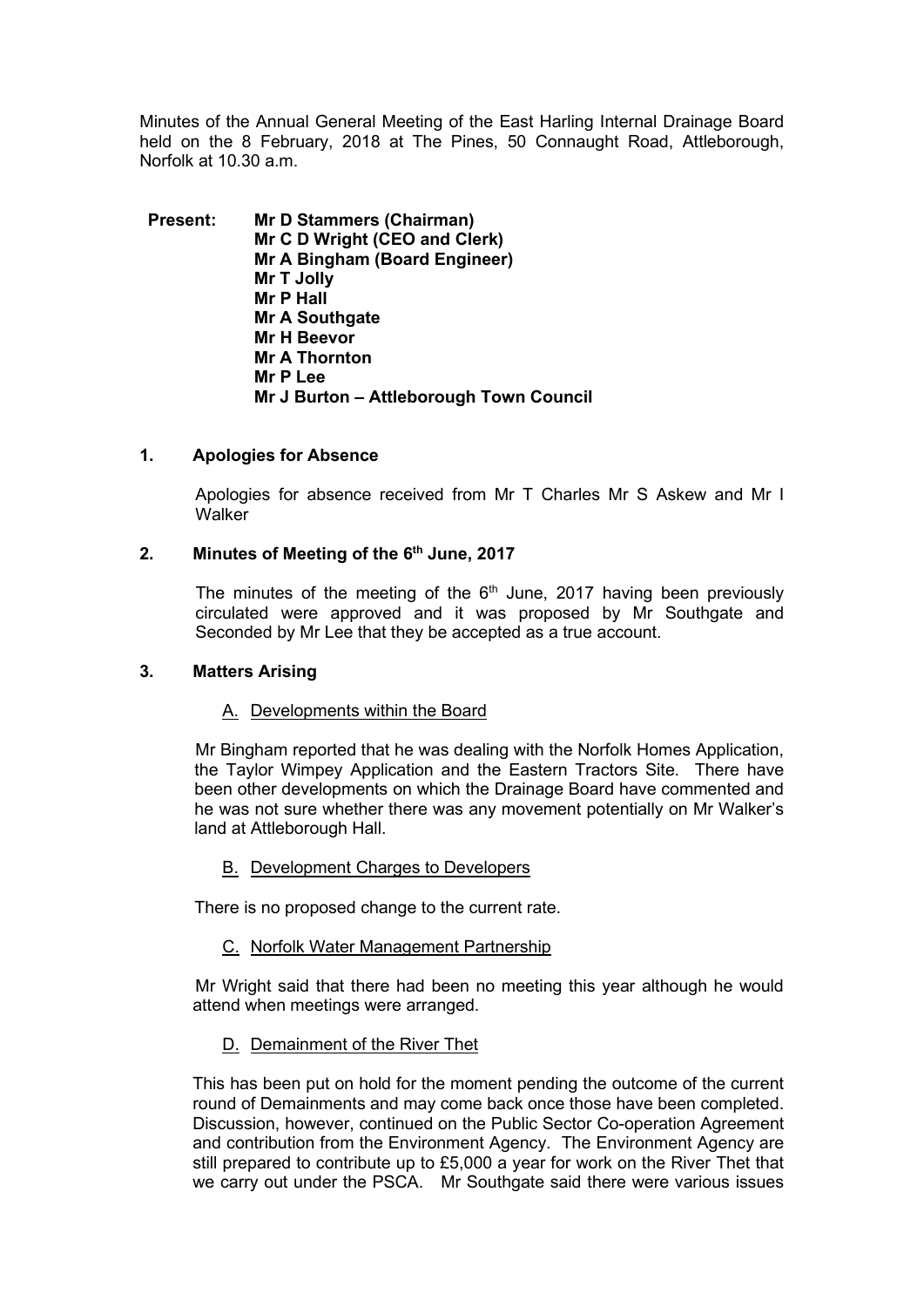Minutes of the Annual General Meeting of the East Harling Internal Drainage Board held on the 8 February, 2018 at The Pines, 50 Connaught Road, Attleborough, Norfolk at 10.30 a.m.

**Present:** **Mr D Stammers (Chairman)**
**Mr C D Wright (CEO and Clerk)**
**Mr A Bingham (Board Engineer)**
**Mr T Jolly**
**Mr P Hall**
**Mr A Southgate**
**Mr H Beevor**
**Mr A Thornton**
**Mr P Lee**
**Mr J Burton – Attleborough Town Council**

## 1. Apologies for Absence

Apologies for absence received from Mr T Charles Mr S Askew and Mr I Walker

## 2. Minutes of Meeting of the 6th June, 2017

The minutes of the meeting of the 6th June, 2017 having been previously circulated were approved and it was proposed by Mr Southgate and Seconded by Mr Lee that they be accepted as a true account.

## 3. Matters Arising

A. Developments within the Board

Mr Bingham reported that he was dealing with the Norfolk Homes Application, the Taylor Wimpey Application and the Eastern Tractors Site. There have been other developments on which the Drainage Board have commented and he was not sure whether there was any movement potentially on Mr Walker's land at Attleborough Hall.

B. Development Charges to Developers

There is no proposed change to the current rate.

C. Norfolk Water Management Partnership

Mr Wright said that there had been no meeting this year although he would attend when meetings were arranged.

D. Demainment of the River Thet

This has been put on hold for the moment pending the outcome of the current round of Demainments and may come back once those have been completed. Discussion, however, continued on the Public Sector Co-operation Agreement and contribution from the Environment Agency. The Environment Agency are still prepared to contribute up to £5,000 a year for work on the River Thet that we carry out under the PSCA. Mr Southgate said there were various issues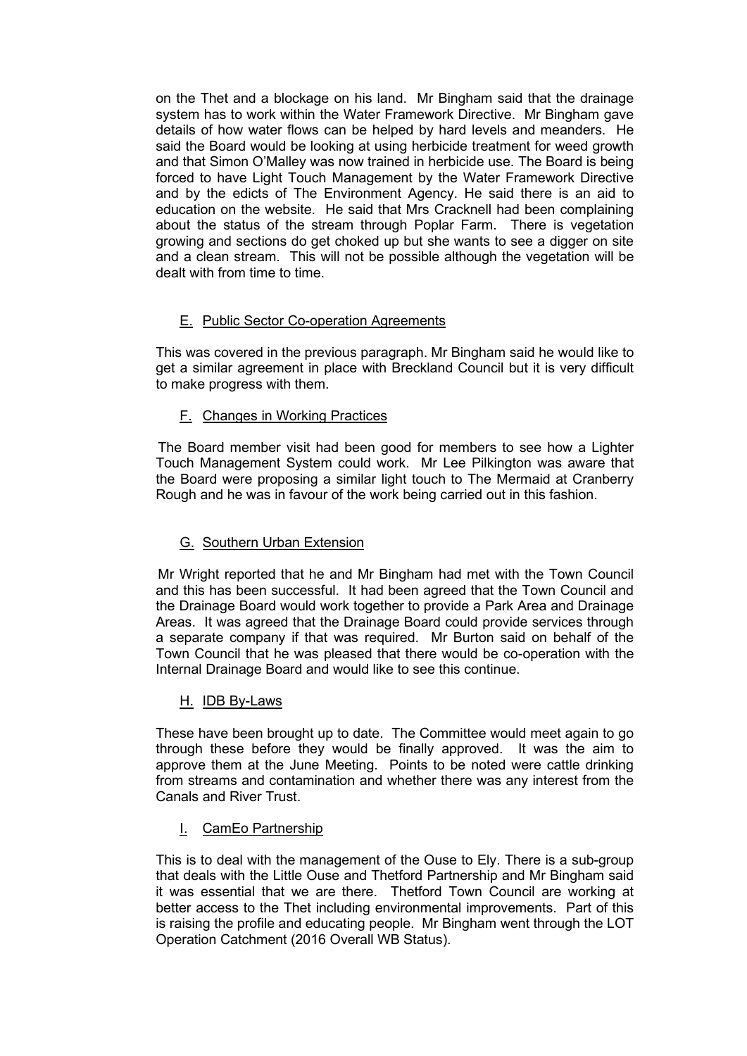on the Thet and a blockage on his land. Mr Bingham said that the drainage system has to work within the Water Framework Directive. Mr Bingham gave details of how water flows can be helped by hard levels and meanders. He said the Board would be looking at using herbicide treatment for weed growth and that Simon O'Malley was now trained in herbicide use. The Board is being forced to have Light Touch Management by the Water Framework Directive and by the edicts of The Environment Agency. He said there is an aid to education on the website. He said that Mrs Cracknell had been complaining about the status of the stream through Poplar Farm. There is vegetation growing and sections do get choked up but she wants to see a digger on site and a clean stream. This will not be possible although the vegetation will be dealt with from time to time.

E. <u>Public Sector Co-operation Agreements</u>

This was covered in the previous paragraph. Mr Bingham said he would like to get a similar agreement in place with Breckland Council but it is very difficult to make progress with them.

F. <u>Changes in Working Practices</u>

The Board member visit had been good for members to see how a Lighter Touch Management System could work. Mr Lee Pilkington was aware that the Board were proposing a similar light touch to The Mermaid at Cranberry Rough and he was in favour of the work being carried out in this fashion.

G. <u>Southern Urban Extension</u>

Mr Wright reported that he and Mr Bingham had met with the Town Council and this has been successful. It had been agreed that the Town Council and the Drainage Board would work together to provide a Park Area and Drainage Areas. It was agreed that the Drainage Board could provide services through a separate company if that was required. Mr Burton said on behalf of the Town Council that he was pleased that there would be co-operation with the Internal Drainage Board and would like to see this continue.

H. <u>IDB By-Laws</u>

These have been brought up to date. The Committee would meet again to go through these before they would be finally approved. It was the aim to approve them at the June Meeting. Points to be noted were cattle drinking from streams and contamination and whether there was any interest from the Canals and River Trust.

I. <u>CamEo Partnership</u>

This is to deal with the management of the Ouse to Ely. There is a sub-group that deals with the Little Ouse and Thetford Partnership and Mr Bingham said it was essential that we are there. Thetford Town Council are working at better access to the Thet including environmental improvements. Part of this is raising the profile and educating people. Mr Bingham went through the LOT Operation Catchment (2016 Overall WB Status).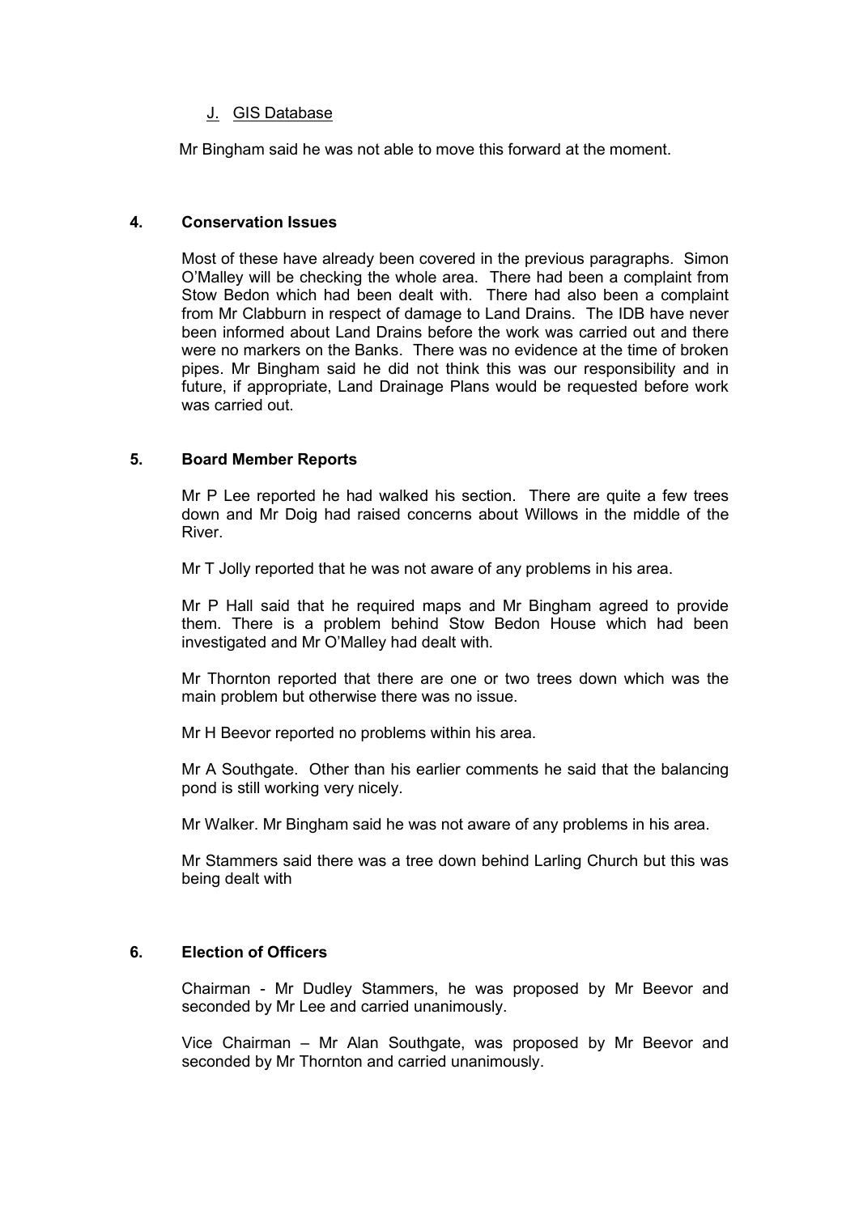J. GIS Database

Mr Bingham said he was not able to move this forward at the moment.

## 4. Conservation Issues

Most of these have already been covered in the previous paragraphs. Simon O'Malley will be checking the whole area. There had been a complaint from Stow Bedon which had been dealt with. There had also been a complaint from Mr Clabburn in respect of damage to Land Drains. The IDB have never been informed about Land Drains before the work was carried out and there were no markers on the Banks. There was no evidence at the time of broken pipes. Mr Bingham said he did not think this was our responsibility and in future, if appropriate, Land Drainage Plans would be requested before work was carried out.

## 5. Board Member Reports

Mr P Lee reported he had walked his section. There are quite a few trees down and Mr Doig had raised concerns about Willows in the middle of the River.

Mr T Jolly reported that he was not aware of any problems in his area.

Mr P Hall said that he required maps and Mr Bingham agreed to provide them. There is a problem behind Stow Bedon House which had been investigated and Mr O'Malley had dealt with.

Mr Thornton reported that there are one or two trees down which was the main problem but otherwise there was no issue.

Mr H Beevor reported no problems within his area.

Mr A Southgate. Other than his earlier comments he said that the balancing pond is still working very nicely.

Mr Walker. Mr Bingham said he was not aware of any problems in his area.

Mr Stammers said there was a tree down behind Larling Church but this was being dealt with

## 6. Election of Officers

Chairman - Mr Dudley Stammers, he was proposed by Mr Beevor and seconded by Mr Lee and carried unanimously.

Vice Chairman – Mr Alan Southgate, was proposed by Mr Beevor and seconded by Mr Thornton and carried unanimously.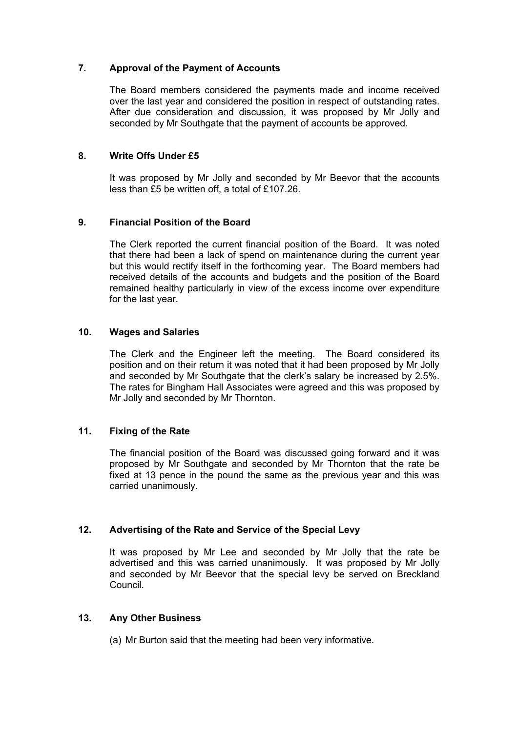## 7. Approval of the Payment of Accounts

The Board members considered the payments made and income received over the last year and considered the position in respect of outstanding rates. After due consideration and discussion, it was proposed by Mr Jolly and seconded by Mr Southgate that the payment of accounts be approved.

## 8. Write Offs Under £5

It was proposed by Mr Jolly and seconded by Mr Beevor that the accounts less than £5 be written off, a total of £107.26.

## 9. Financial Position of the Board

The Clerk reported the current financial position of the Board. It was noted that there had been a lack of spend on maintenance during the current year but this would rectify itself in the forthcoming year. The Board members had received details of the accounts and budgets and the position of the Board remained healthy particularly in view of the excess income over expenditure for the last year.

## 10. Wages and Salaries

The Clerk and the Engineer left the meeting. The Board considered its position and on their return it was noted that it had been proposed by Mr Jolly and seconded by Mr Southgate that the clerk's salary be increased by 2.5%. The rates for Bingham Hall Associates were agreed and this was proposed by Mr Jolly and seconded by Mr Thornton.

## 11. Fixing of the Rate

The financial position of the Board was discussed going forward and it was proposed by Mr Southgate and seconded by Mr Thornton that the rate be fixed at 13 pence in the pound the same as the previous year and this was carried unanimously.

## 12. Advertising of the Rate and Service of the Special Levy

It was proposed by Mr Lee and seconded by Mr Jolly that the rate be advertised and this was carried unanimously. It was proposed by Mr Jolly and seconded by Mr Beevor that the special levy be served on Breckland Council.

## 13. Any Other Business

(a) Mr Burton said that the meeting had been very informative.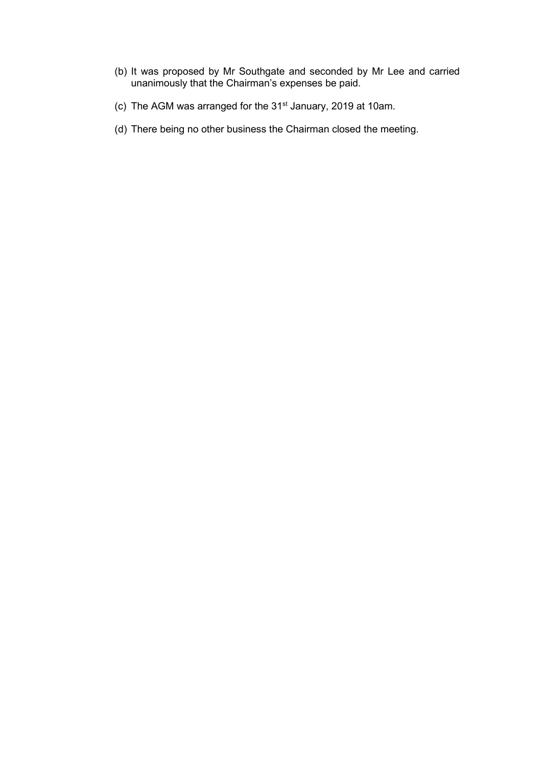(b) It was proposed by Mr Southgate and seconded by Mr Lee and carried unanimously that the Chairman's expenses be paid.

(c) The AGM was arranged for the 31st January, 2019 at 10am.

(d) There being no other business the Chairman closed the meeting.